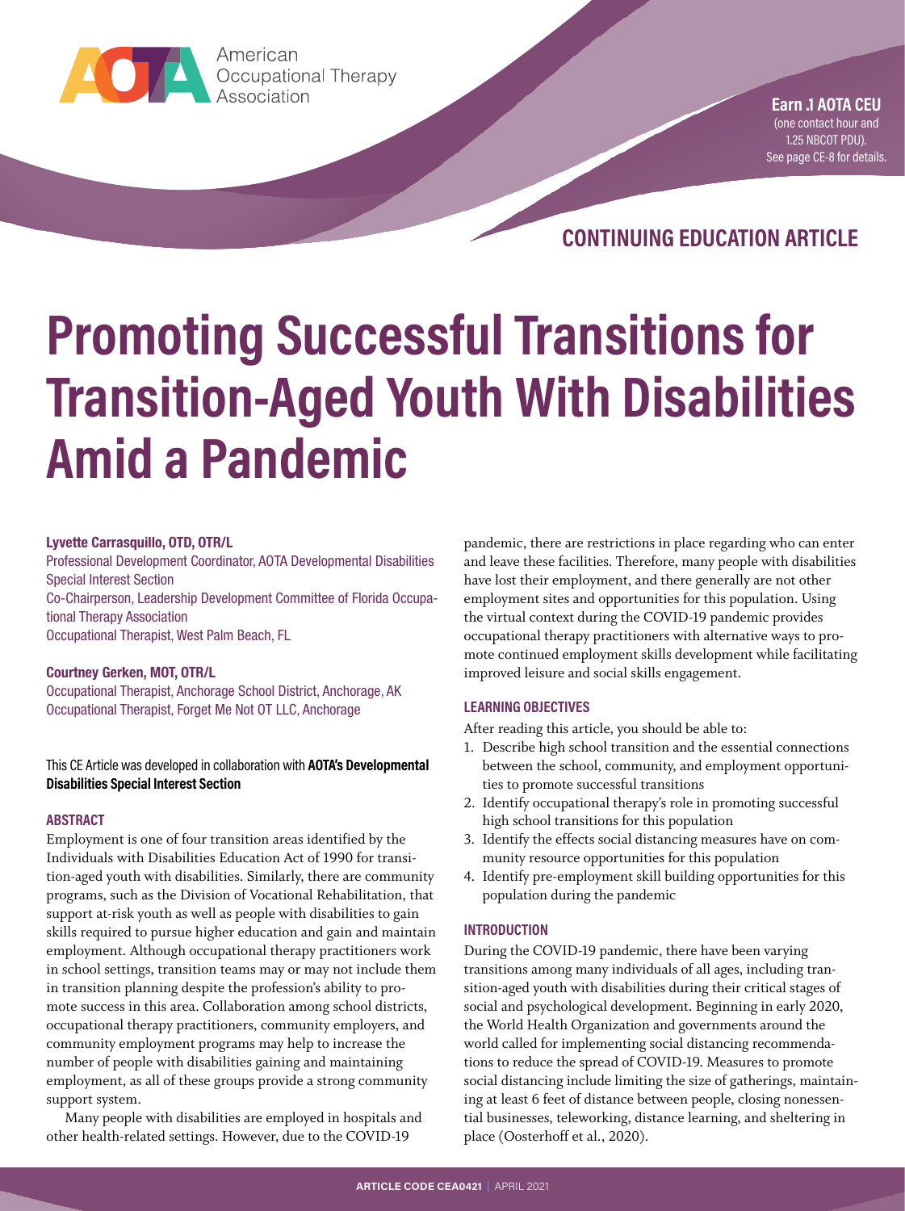American Occupational Therapy Association

**Earn .1 AOTA CEU**
(one contact hour and 1.25 NBCOT PDU).
See page CE-8 for details.

## CONTINUING EDUCATION ARTICLE

# Promoting Successful Transitions for Transition-Aged Youth With Disabilities Amid a Pandemic

**Lyvette Carrasquillo, OTD, OTR/L**
Professional Development Coordinator, AOTA Developmental Disabilities Special Interest Section
Co-Chairperson, Leadership Development Committee of Florida Occupational Therapy Association
Occupational Therapist, West Palm Beach, FL

**Courtney Gerken, MOT, OTR/L**
Occupational Therapist, Anchorage School District, Anchorage, AK
Occupational Therapist, Forget Me Not OT LLC, Anchorage

This CE Article was developed in collaboration with **AOTA's Developmental Disabilities Special Interest Section**

### ABSTRACT

Employment is one of four transition areas identified by the Individuals with Disabilities Education Act of 1990 for transition-aged youth with disabilities. Similarly, there are community programs, such as the Division of Vocational Rehabilitation, that support at-risk youth as well as people with disabilities to gain skills required to pursue higher education and gain and maintain employment. Although occupational therapy practitioners work in school settings, transition teams may or may not include them in transition planning despite the profession's ability to promote success in this area. Collaboration among school districts, occupational therapy practitioners, community employers, and community employment programs may help to increase the number of people with disabilities gaining and maintaining employment, as all of these groups provide a strong community support system.

Many people with disabilities are employed in hospitals and other health-related settings. However, due to the COVID-19 pandemic, there are restrictions in place regarding who can enter and leave these facilities. Therefore, many people with disabilities have lost their employment, and there generally are not other employment sites and opportunities for this population. Using the virtual context during the COVID-19 pandemic provides occupational therapy practitioners with alternative ways to promote continued employment skills development while facilitating improved leisure and social skills engagement.

### LEARNING OBJECTIVES

After reading this article, you should be able to:

1. Describe high school transition and the essential connections between the school, community, and employment opportunities to promote successful transitions
2. Identify occupational therapy's role in promoting successful high school transitions for this population
3. Identify the effects social distancing measures have on community resource opportunities for this population
4. Identify pre-employment skill building opportunities for this population during the pandemic

### INTRODUCTION

During the COVID-19 pandemic, there have been varying transitions among many individuals of all ages, including transition-aged youth with disabilities during their critical stages of social and psychological development. Beginning in early 2020, the World Health Organization and governments around the world called for implementing social distancing recommendations to reduce the spread of COVID-19. Measures to promote social distancing include limiting the size of gatherings, maintaining at least 6 feet of distance between people, closing nonessential businesses, teleworking, distance learning, and sheltering in place (Oosterhoff et al., 2020).

ARTICLE CODE CEA0421 | APRIL 2021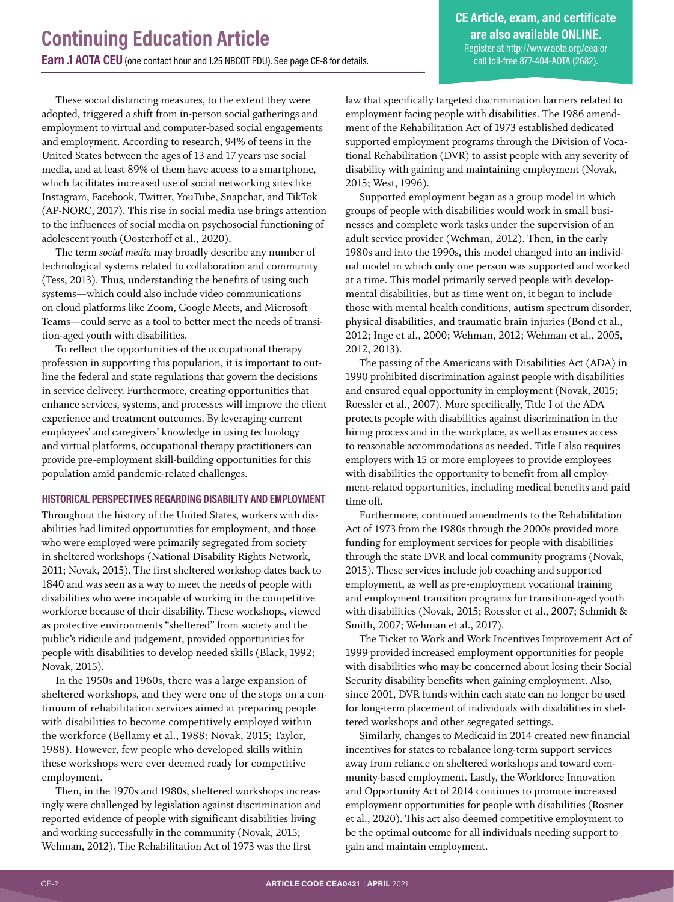These social distancing measures, to the extent they were adopted, triggered a shift from in-person social gatherings and employment to virtual and computer-based social engagements and employment. According to research, 94% of teens in the United States between the ages of 13 and 17 years use social media, and at least 89% of them have access to a smartphone, which facilitates increased use of social networking sites like Instagram, Facebook, Twitter, YouTube, Snapchat, and TikTok (AP-NORC, 2017). This rise in social media use brings attention to the influences of social media on psychosocial functioning of adolescent youth (Oosterhoff et al., 2020).

The term *social media* may broadly describe any number of technological systems related to collaboration and community (Tess, 2013). Thus, understanding the benefits of using such systems—which could also include video communications on cloud platforms like Zoom, Google Meets, and Microsoft Teams—could serve as a tool to better meet the needs of transition-aged youth with disabilities.

To reflect the opportunities of the occupational therapy profession in supporting this population, it is important to outline the federal and state regulations that govern the decisions in service delivery. Furthermore, creating opportunities that enhance services, systems, and processes will improve the client experience and treatment outcomes. By leveraging current employees' and caregivers' knowledge in using technology and virtual platforms, occupational therapy practitioners can provide pre-employment skill-building opportunities for this population amid pandemic-related challenges.

## HISTORICAL PERSPECTIVES REGARDING DISABILITY AND EMPLOYMENT

Throughout the history of the United States, workers with disabilities had limited opportunities for employment, and those who were employed were primarily segregated from society in sheltered workshops (National Disability Rights Network, 2011; Novak, 2015). The first sheltered workshop dates back to 1840 and was seen as a way to meet the needs of people with disabilities who were incapable of working in the competitive workforce because of their disability. These workshops, viewed as protective environments "sheltered" from society and the public's ridicule and judgement, provided opportunities for people with disabilities to develop needed skills (Black, 1992; Novak, 2015).

In the 1950s and 1960s, there was a large expansion of sheltered workshops, and they were one of the stops on a continuum of rehabilitation services aimed at preparing people with disabilities to become competitively employed within the workforce (Bellamy et al., 1988; Novak, 2015; Taylor, 1988). However, few people who developed skills within these workshops were ever deemed ready for competitive employment.

Then, in the 1970s and 1980s, sheltered workshops increasingly were challenged by legislation against discrimination and reported evidence of people with significant disabilities living and working successfully in the community (Novak, 2015; Wehman, 2012). The Rehabilitation Act of 1973 was the first law that specifically targeted discrimination barriers related to employment facing people with disabilities. The 1986 amendment of the Rehabilitation Act of 1973 established dedicated supported employment programs through the Division of Vocational Rehabilitation (DVR) to assist people with any severity of disability with gaining and maintaining employment (Novak, 2015; West, 1996).

Supported employment began as a group model in which groups of people with disabilities would work in small businesses and complete work tasks under the supervision of an adult service provider (Wehman, 2012). Then, in the early 1980s and into the 1990s, this model changed into an individual model in which only one person was supported and worked at a time. This model primarily served people with developmental disabilities, but as time went on, it began to include those with mental health conditions, autism spectrum disorder, physical disabilities, and traumatic brain injuries (Bond et al., 2012; Inge et al., 2000; Wehman, 2012; Wehman et al., 2005, 2012, 2013).

The passing of the Americans with Disabilities Act (ADA) in 1990 prohibited discrimination against people with disabilities and ensured equal opportunity in employment (Novak, 2015; Roessler et al., 2007). More specifically, Title I of the ADA protects people with disabilities against discrimination in the hiring process and in the workplace, as well as ensures access to reasonable accommodations as needed. Title I also requires employers with 15 or more employees to provide employees with disabilities the opportunity to benefit from all employment-related opportunities, including medical benefits and paid time off.

Furthermore, continued amendments to the Rehabilitation Act of 1973 from the 1980s through the 2000s provided more funding for employment services for people with disabilities through the state DVR and local community programs (Novak, 2015). These services include job coaching and supported employment, as well as pre-employment vocational training and employment transition programs for transition-aged youth with disabilities (Novak, 2015; Roessler et al., 2007; Schmidt & Smith, 2007; Wehman et al., 2017).

The Ticket to Work and Work Incentives Improvement Act of 1999 provided increased employment opportunities for people with disabilities who may be concerned about losing their Social Security disability benefits when gaining employment. Also, since 2001, DVR funds within each state can no longer be used for long-term placement of individuals with disabilities in sheltered workshops and other segregated settings.

Similarly, changes to Medicaid in 2014 created new financial incentives for states to rebalance long-term support services away from reliance on sheltered workshops and toward community-based employment. Lastly, the Workforce Innovation and Opportunity Act of 2014 continues to promote increased employment opportunities for people with disabilities (Rosner et al., 2020). This act also deemed competitive employment to be the optimal outcome for all individuals needing support to gain and maintain employment.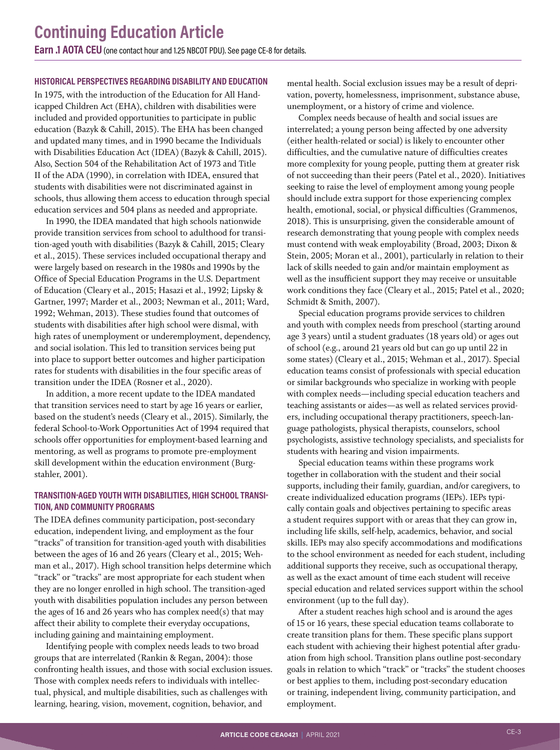## HISTORICAL PERSPECTIVES REGARDING DISABILITY AND EDUCATION

In 1975, with the introduction of the Education for All Handicapped Children Act (EHA), children with disabilities were included and provided opportunities to participate in public education (Bazyk & Cahill, 2015). The EHA has been changed and updated many times, and in 1990 became the Individuals with Disabilities Education Act (IDEA) (Bazyk & Cahill, 2015). Also, Section 504 of the Rehabilitation Act of 1973 and Title II of the ADA (1990), in correlation with IDEA, ensured that students with disabilities were not discriminated against in schools, thus allowing them access to education through special education services and 504 plans as needed and appropriate.

In 1990, the IDEA mandated that high schools nationwide provide transition services from school to adulthood for transition-aged youth with disabilities (Bazyk & Cahill, 2015; Cleary et al., 2015). These services included occupational therapy and were largely based on research in the 1980s and 1990s by the Office of Special Education Programs in the U.S. Department of Education (Cleary et al., 2015; Hasazi et al., 1992; Lipsky & Gartner, 1997; Marder et al., 2003; Newman et al., 2011; Ward, 1992; Wehman, 2013). These studies found that outcomes of students with disabilities after high school were dismal, with high rates of unemployment or underemployment, dependency, and social isolation. This led to transition services being put into place to support better outcomes and higher participation rates for students with disabilities in the four specific areas of transition under the IDEA (Rosner et al., 2020).

In addition, a more recent update to the IDEA mandated that transition services need to start by age 16 years or earlier, based on the student's needs (Cleary et al., 2015). Similarly, the federal School-to-Work Opportunities Act of 1994 required that schools offer opportunities for employment-based learning and mentoring, as well as programs to promote pre-employment skill development within the education environment (Burgstahler, 2001).

## TRANSITION-AGED YOUTH WITH DISABILITIES, HIGH SCHOOL TRANSITION, AND COMMUNITY PROGRAMS

The IDEA defines community participation, post-secondary education, independent living, and employment as the four "tracks" of transition for transition-aged youth with disabilities between the ages of 16 and 26 years (Cleary et al., 2015; Wehman et al., 2017). High school transition helps determine which "track" or "tracks" are most appropriate for each student when they are no longer enrolled in high school. The transition-aged youth with disabilities population includes any person between the ages of 16 and 26 years who has complex need(s) that may affect their ability to complete their everyday occupations, including gaining and maintaining employment.

Identifying people with complex needs leads to two broad groups that are interrelated (Rankin & Regan, 2004): those confronting health issues, and those with social exclusion issues. Those with complex needs refers to individuals with intellectual, physical, and multiple disabilities, such as challenges with learning, hearing, vision, movement, cognition, behavior, and mental health. Social exclusion issues may be a result of deprivation, poverty, homelessness, imprisonment, substance abuse, unemployment, or a history of crime and violence.

Complex needs because of health and social issues are interrelated; a young person being affected by one adversity (either health-related or social) is likely to encounter other difficulties, and the cumulative nature of difficulties creates more complexity for young people, putting them at greater risk of not succeeding than their peers (Patel et al., 2020). Initiatives seeking to raise the level of employment among young people should include extra support for those experiencing complex health, emotional, social, or physical difficulties (Grammenos, 2018). This is unsurprising, given the considerable amount of research demonstrating that young people with complex needs must contend with weak employability (Broad, 2003; Dixon & Stein, 2005; Moran et al., 2001), particularly in relation to their lack of skills needed to gain and/or maintain employment as well as the insufficient support they may receive or unsuitable work conditions they face (Cleary et al., 2015; Patel et al., 2020; Schmidt & Smith, 2007).

Special education programs provide services to children and youth with complex needs from preschool (starting around age 3 years) until a student graduates (18 years old) or ages out of school (e.g., around 21 years old but can go up until 22 in some states) (Cleary et al., 2015; Wehman et al., 2017). Special education teams consist of professionals with special education or similar backgrounds who specialize in working with people with complex needs—including special education teachers and teaching assistants or aides—as well as related services providers, including occupational therapy practitioners, speech-language pathologists, physical therapists, counselors, school psychologists, assistive technology specialists, and specialists for students with hearing and vision impairments.

Special education teams within these programs work together in collaboration with the student and their social supports, including their family, guardian, and/or caregivers, to create individualized education programs (IEPs). IEPs typically contain goals and objectives pertaining to specific areas a student requires support with or areas that they can grow in, including life skills, self-help, academics, behavior, and social skills. IEPs may also specify accommodations and modifications to the school environment as needed for each student, including additional supports they receive, such as occupational therapy, as well as the exact amount of time each student will receive special education and related services support within the school environment (up to the full day).

After a student reaches high school and is around the ages of 15 or 16 years, these special education teams collaborate to create transition plans for them. These specific plans support each student with achieving their highest potential after graduation from high school. Transition plans outline post-secondary goals in relation to which "track" or "tracks" the student chooses or best applies to them, including post-secondary education or training, independent living, community participation, and employment.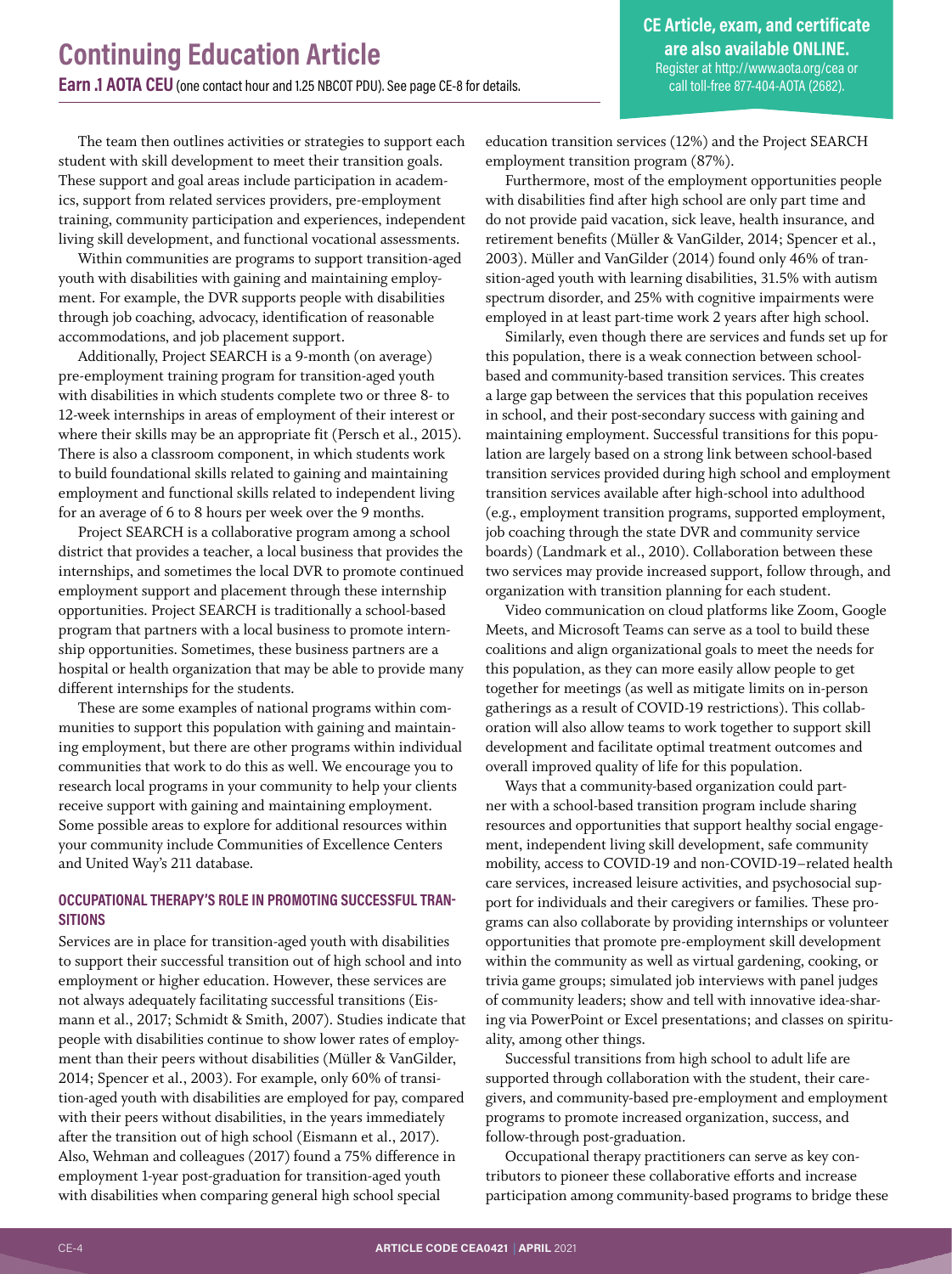The team then outlines activities or strategies to support each student with skill development to meet their transition goals. These support and goal areas include participation in academics, support from related services providers, pre-employment training, community participation and experiences, independent living skill development, and functional vocational assessments.

Within communities are programs to support transition-aged youth with disabilities with gaining and maintaining employment. For example, the DVR supports people with disabilities through job coaching, advocacy, identification of reasonable accommodations, and job placement support.

Additionally, Project SEARCH is a 9-month (on average) pre-employment training program for transition-aged youth with disabilities in which students complete two or three 8- to 12-week internships in areas of employment of their interest or where their skills may be an appropriate fit (Persch et al., 2015). There is also a classroom component, in which students work to build foundational skills related to gaining and maintaining employment and functional skills related to independent living for an average of 6 to 8 hours per week over the 9 months.

Project SEARCH is a collaborative program among a school district that provides a teacher, a local business that provides the internships, and sometimes the local DVR to promote continued employment support and placement through these internship opportunities. Project SEARCH is traditionally a school-based program that partners with a local business to promote internship opportunities. Sometimes, these business partners are a hospital or health organization that may be able to provide many different internships for the students.

These are some examples of national programs within communities to support this population with gaining and maintaining employment, but there are other programs within individual communities that work to do this as well. We encourage you to research local programs in your community to help your clients receive support with gaining and maintaining employment. Some possible areas to explore for additional resources within your community include Communities of Excellence Centers and United Way's 211 database.

### OCCUPATIONAL THERAPY'S ROLE IN PROMOTING SUCCESSFUL TRANSITIONS

Services are in place for transition-aged youth with disabilities to support their successful transition out of high school and into employment or higher education. However, these services are not always adequately facilitating successful transitions (Eismann et al., 2017; Schmidt & Smith, 2007). Studies indicate that people with disabilities continue to show lower rates of employment than their peers without disabilities (Müller & VanGilder, 2014; Spencer et al., 2003). For example, only 60% of transition-aged youth with disabilities are employed for pay, compared with their peers without disabilities, in the years immediately after the transition out of high school (Eismann et al., 2017). Also, Wehman and colleagues (2017) found a 75% difference in employment 1-year post-graduation for transition-aged youth with disabilities when comparing general high school special education transition services (12%) and the Project SEARCH employment transition program (87%).

Furthermore, most of the employment opportunities people with disabilities find after high school are only part time and do not provide paid vacation, sick leave, health insurance, and retirement benefits (Müller & VanGilder, 2014; Spencer et al., 2003). Müller and VanGilder (2014) found only 46% of transition-aged youth with learning disabilities, 31.5% with autism spectrum disorder, and 25% with cognitive impairments were employed in at least part-time work 2 years after high school.

Similarly, even though there are services and funds set up for this population, there is a weak connection between school-based and community-based transition services. This creates a large gap between the services that this population receives in school, and their post-secondary success with gaining and maintaining employment. Successful transitions for this population are largely based on a strong link between school-based transition services provided during high school and employment transition services available after high-school into adulthood (e.g., employment transition programs, supported employment, job coaching through the state DVR and community service boards) (Landmark et al., 2010). Collaboration between these two services may provide increased support, follow through, and organization with transition planning for each student.

Video communication on cloud platforms like Zoom, Google Meets, and Microsoft Teams can serve as a tool to build these coalitions and align organizational goals to meet the needs for this population, as they can more easily allow people to get together for meetings (as well as mitigate limits on in-person gatherings as a result of COVID-19 restrictions). This collaboration will also allow teams to work together to support skill development and facilitate optimal treatment outcomes and overall improved quality of life for this population.

Ways that a community-based organization could partner with a school-based transition program include sharing resources and opportunities that support healthy social engagement, independent living skill development, safe community mobility, access to COVID-19 and non-COVID-19–related health care services, increased leisure activities, and psychosocial support for individuals and their caregivers or families. These programs can also collaborate by providing internships or volunteer opportunities that promote pre-employment skill development within the community as well as virtual gardening, cooking, or trivia game groups; simulated job interviews with panel judges of community leaders; show and tell with innovative idea-sharing via PowerPoint or Excel presentations; and classes on spirituality, among other things.

Successful transitions from high school to adult life are supported through collaboration with the student, their caregivers, and community-based pre-employment and employment programs to promote increased organization, success, and follow-through post-graduation.

Occupational therapy practitioners can serve as key contributors to pioneer these collaborative efforts and increase participation among community-based programs to bridge these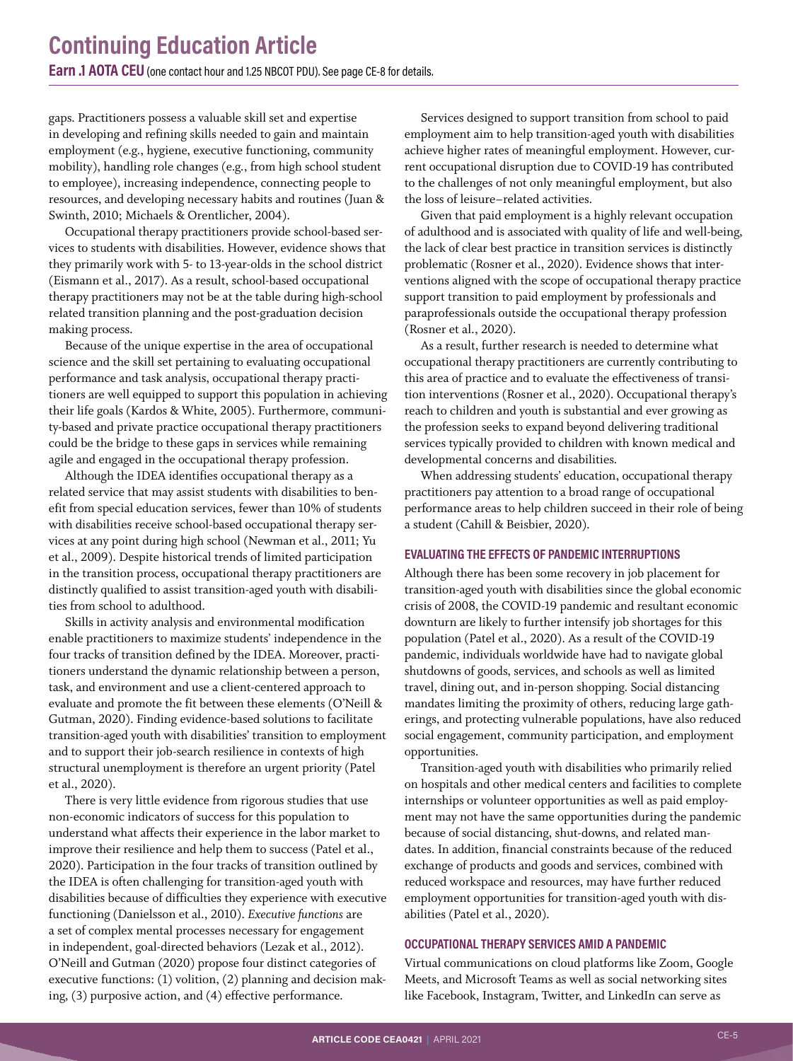gaps. Practitioners possess a valuable skill set and expertise in developing and refining skills needed to gain and maintain employment (e.g., hygiene, executive functioning, community mobility), handling role changes (e.g., from high school student to employee), increasing independence, connecting people to resources, and developing necessary habits and routines (Juan & Swinth, 2010; Michaels & Orentlicher, 2004).

Occupational therapy practitioners provide school-based services to students with disabilities. However, evidence shows that they primarily work with 5- to 13-year-olds in the school district (Eismann et al., 2017). As a result, school-based occupational therapy practitioners may not be at the table during high-school related transition planning and the post-graduation decision making process.

Because of the unique expertise in the area of occupational science and the skill set pertaining to evaluating occupational performance and task analysis, occupational therapy practitioners are well equipped to support this population in achieving their life goals (Kardos & White, 2005). Furthermore, community-based and private practice occupational therapy practitioners could be the bridge to these gaps in services while remaining agile and engaged in the occupational therapy profession.

Although the IDEA identifies occupational therapy as a related service that may assist students with disabilities to benefit from special education services, fewer than 10% of students with disabilities receive school-based occupational therapy services at any point during high school (Newman et al., 2011; Yu et al., 2009). Despite historical trends of limited participation in the transition process, occupational therapy practitioners are distinctly qualified to assist transition-aged youth with disabilities from school to adulthood.

Skills in activity analysis and environmental modification enable practitioners to maximize students' independence in the four tracks of transition defined by the IDEA. Moreover, practitioners understand the dynamic relationship between a person, task, and environment and use a client-centered approach to evaluate and promote the fit between these elements (O'Neill & Gutman, 2020). Finding evidence-based solutions to facilitate transition-aged youth with disabilities' transition to employment and to support their job-search resilience in contexts of high structural unemployment is therefore an urgent priority (Patel et al., 2020).

There is very little evidence from rigorous studies that use non-economic indicators of success for this population to understand what affects their experience in the labor market to improve their resilience and help them to success (Patel et al., 2020). Participation in the four tracks of transition outlined by the IDEA is often challenging for transition-aged youth with disabilities because of difficulties they experience with executive functioning (Danielsson et al., 2010). *Executive functions* are a set of complex mental processes necessary for engagement in independent, goal-directed behaviors (Lezak et al., 2012). O'Neill and Gutman (2020) propose four distinct categories of executive functions: (1) volition, (2) planning and decision making, (3) purposive action, and (4) effective performance.

Services designed to support transition from school to paid employment aim to help transition-aged youth with disabilities achieve higher rates of meaningful employment. However, current occupational disruption due to COVID-19 has contributed to the challenges of not only meaningful employment, but also the loss of leisure–related activities.

Given that paid employment is a highly relevant occupation of adulthood and is associated with quality of life and well-being, the lack of clear best practice in transition services is distinctly problematic (Rosner et al., 2020). Evidence shows that interventions aligned with the scope of occupational therapy practice support transition to paid employment by professionals and paraprofessionals outside the occupational therapy profession (Rosner et al., 2020).

As a result, further research is needed to determine what occupational therapy practitioners are currently contributing to this area of practice and to evaluate the effectiveness of transition interventions (Rosner et al., 2020). Occupational therapy's reach to children and youth is substantial and ever growing as the profession seeks to expand beyond delivering traditional services typically provided to children with known medical and developmental concerns and disabilities.

When addressing students' education, occupational therapy practitioners pay attention to a broad range of occupational performance areas to help children succeed in their role of being a student (Cahill & Beisbier, 2020).

### EVALUATING THE EFFECTS OF PANDEMIC INTERRUPTIONS

Although there has been some recovery in job placement for transition-aged youth with disabilities since the global economic crisis of 2008, the COVID-19 pandemic and resultant economic downturn are likely to further intensify job shortages for this population (Patel et al., 2020). As a result of the COVID-19 pandemic, individuals worldwide have had to navigate global shutdowns of goods, services, and schools as well as limited travel, dining out, and in-person shopping. Social distancing mandates limiting the proximity of others, reducing large gatherings, and protecting vulnerable populations, have also reduced social engagement, community participation, and employment opportunities.

Transition-aged youth with disabilities who primarily relied on hospitals and other medical centers and facilities to complete internships or volunteer opportunities as well as paid employment may not have the same opportunities during the pandemic because of social distancing, shut-downs, and related mandates. In addition, financial constraints because of the reduced exchange of products and goods and services, combined with reduced workspace and resources, may have further reduced employment opportunities for transition-aged youth with disabilities (Patel et al., 2020).

### OCCUPATIONAL THERAPY SERVICES AMID A PANDEMIC

Virtual communications on cloud platforms like Zoom, Google Meets, and Microsoft Teams as well as social networking sites like Facebook, Instagram, Twitter, and LinkedIn can serve as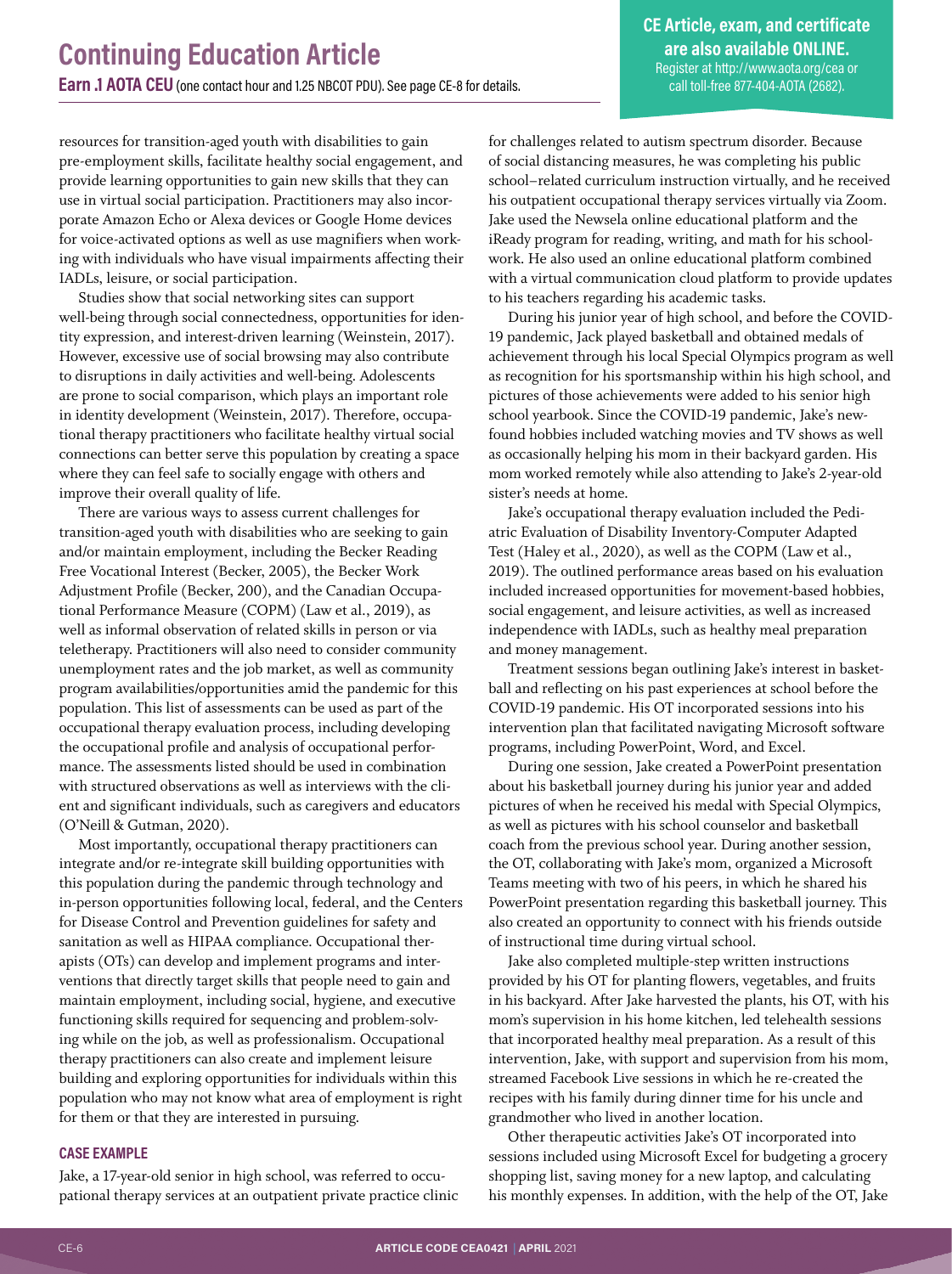resources for transition-aged youth with disabilities to gain pre-employment skills, facilitate healthy social engagement, and provide learning opportunities to gain new skills that they can use in virtual social participation. Practitioners may also incorporate Amazon Echo or Alexa devices or Google Home devices for voice-activated options as well as use magnifiers when working with individuals who have visual impairments affecting their IADLs, leisure, or social participation.

Studies show that social networking sites can support well-being through social connectedness, opportunities for identity expression, and interest-driven learning (Weinstein, 2017). However, excessive use of social browsing may also contribute to disruptions in daily activities and well-being. Adolescents are prone to social comparison, which plays an important role in identity development (Weinstein, 2017). Therefore, occupational therapy practitioners who facilitate healthy virtual social connections can better serve this population by creating a space where they can feel safe to socially engage with others and improve their overall quality of life.

There are various ways to assess current challenges for transition-aged youth with disabilities who are seeking to gain and/or maintain employment, including the Becker Reading Free Vocational Interest (Becker, 2005), the Becker Work Adjustment Profile (Becker, 200), and the Canadian Occupational Performance Measure (COPM) (Law et al., 2019), as well as informal observation of related skills in person or via teletherapy. Practitioners will also need to consider community unemployment rates and the job market, as well as community program availabilities/opportunities amid the pandemic for this population. This list of assessments can be used as part of the occupational therapy evaluation process, including developing the occupational profile and analysis of occupational performance. The assessments listed should be used in combination with structured observations as well as interviews with the client and significant individuals, such as caregivers and educators (O'Neill & Gutman, 2020).

Most importantly, occupational therapy practitioners can integrate and/or re-integrate skill building opportunities with this population during the pandemic through technology and in-person opportunities following local, federal, and the Centers for Disease Control and Prevention guidelines for safety and sanitation as well as HIPAA compliance. Occupational therapists (OTs) can develop and implement programs and interventions that directly target skills that people need to gain and maintain employment, including social, hygiene, and executive functioning skills required for sequencing and problem-solving while on the job, as well as professionalism. Occupational therapy practitioners can also create and implement leisure building and exploring opportunities for individuals within this population who may not know what area of employment is right for them or that they are interested in pursuing.

## CASE EXAMPLE

Jake, a 17-year-old senior in high school, was referred to occupational therapy services at an outpatient private practice clinic for challenges related to autism spectrum disorder. Because of social distancing measures, he was completing his public school–related curriculum instruction virtually, and he received his outpatient occupational therapy services virtually via Zoom. Jake used the Newsela online educational platform and the iReady program for reading, writing, and math for his schoolwork. He also used an online educational platform combined with a virtual communication cloud platform to provide updates to his teachers regarding his academic tasks.

During his junior year of high school, and before the COVID-19 pandemic, Jack played basketball and obtained medals of achievement through his local Special Olympics program as well as recognition for his sportsmanship within his high school, and pictures of those achievements were added to his senior high school yearbook. Since the COVID-19 pandemic, Jake's newfound hobbies included watching movies and TV shows as well as occasionally helping his mom in their backyard garden. His mom worked remotely while also attending to Jake's 2-year-old sister's needs at home.

Jake's occupational therapy evaluation included the Pediatric Evaluation of Disability Inventory-Computer Adapted Test (Haley et al., 2020), as well as the COPM (Law et al., 2019). The outlined performance areas based on his evaluation included increased opportunities for movement-based hobbies, social engagement, and leisure activities, as well as increased independence with IADLs, such as healthy meal preparation and money management.

Treatment sessions began outlining Jake's interest in basketball and reflecting on his past experiences at school before the COVID-19 pandemic. His OT incorporated sessions into his intervention plan that facilitated navigating Microsoft software programs, including PowerPoint, Word, and Excel.

During one session, Jake created a PowerPoint presentation about his basketball journey during his junior year and added pictures of when he received his medal with Special Olympics, as well as pictures with his school counselor and basketball coach from the previous school year. During another session, the OT, collaborating with Jake's mom, organized a Microsoft Teams meeting with two of his peers, in which he shared his PowerPoint presentation regarding this basketball journey. This also created an opportunity to connect with his friends outside of instructional time during virtual school.

Jake also completed multiple-step written instructions provided by his OT for planting flowers, vegetables, and fruits in his backyard. After Jake harvested the plants, his OT, with his mom's supervision in his home kitchen, led telehealth sessions that incorporated healthy meal preparation. As a result of this intervention, Jake, with support and supervision from his mom, streamed Facebook Live sessions in which he re-created the recipes with his family during dinner time for his uncle and grandmother who lived in another location.

Other therapeutic activities Jake's OT incorporated into sessions included using Microsoft Excel for budgeting a grocery shopping list, saving money for a new laptop, and calculating his monthly expenses. In addition, with the help of the OT, Jake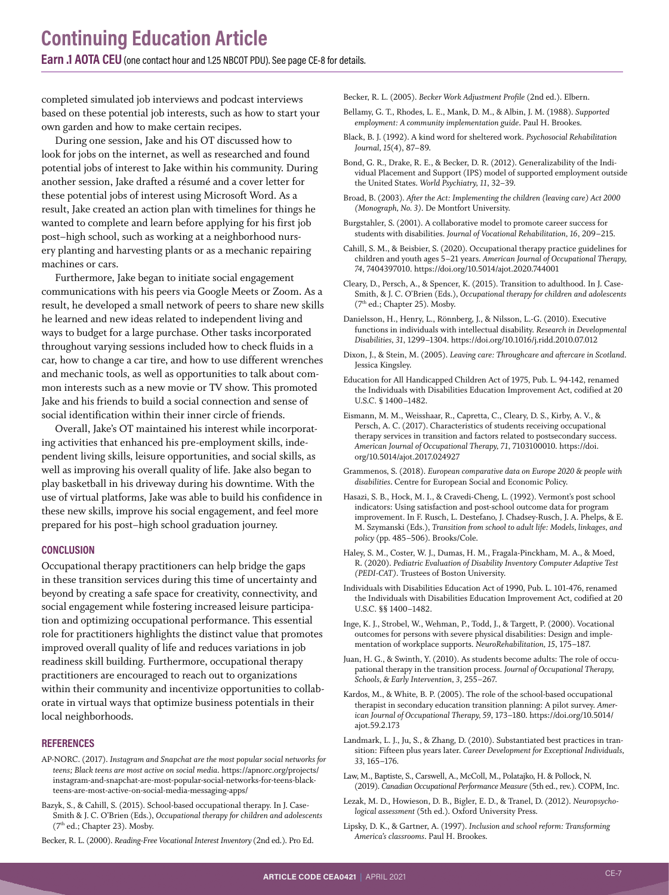completed simulated job interviews and podcast interviews based on these potential job interests, such as how to start your own garden and how to make certain recipes.

During one session, Jake and his OT discussed how to look for jobs on the internet, as well as researched and found potential jobs of interest to Jake within his community. During another session, Jake drafted a résumé and a cover letter for these potential jobs of interest using Microsoft Word. As a result, Jake created an action plan with timelines for things he wanted to complete and learn before applying for his first job post–high school, such as working at a neighborhood nursery planting and harvesting plants or as a mechanic repairing machines or cars.

Furthermore, Jake began to initiate social engagement communications with his peers via Google Meets or Zoom. As a result, he developed a small network of peers to share new skills he learned and new ideas related to independent living and ways to budget for a large purchase. Other tasks incorporated throughout varying sessions included how to check fluids in a car, how to change a car tire, and how to use different wrenches and mechanic tools, as well as opportunities to talk about common interests such as a new movie or TV show. This promoted Jake and his friends to build a social connection and sense of social identification within their inner circle of friends.

Overall, Jake's OT maintained his interest while incorporating activities that enhanced his pre-employment skills, independent living skills, leisure opportunities, and social skills, as well as improving his overall quality of life. Jake also began to play basketball in his driveway during his downtime. With the use of virtual platforms, Jake was able to build his confidence in these new skills, improve his social engagement, and feel more prepared for his post–high school graduation journey.

## CONCLUSION

Occupational therapy practitioners can help bridge the gaps in these transition services during this time of uncertainty and beyond by creating a safe space for creativity, connectivity, and social engagement while fostering increased leisure participation and optimizing occupational performance. This essential role for practitioners highlights the distinct value that promotes improved overall quality of life and reduces variations in job readiness skill building. Furthermore, occupational therapy practitioners are encouraged to reach out to organizations within their community and incentivize opportunities to collaborate in virtual ways that optimize business potentials in their local neighborhoods.

## REFERENCES

AP-NORC. (2017). *Instagram and Snapchat are the most popular social networks for teens; Black teens are most active on social media*. https://apnorc.org/projects/instagram-and-snapchat-are-most-popular-social-networks-for-teens-black-teens-are-most-active-on-social-media-messaging-apps/

Bazyk, S., & Cahill, S. (2015). School-based occupational therapy. In J. Case-Smith & J. C. O'Brien (Eds.), *Occupational therapy for children and adolescents* (7th ed.; Chapter 23). Mosby.

Becker, R. L. (2000). *Reading-Free Vocational Interest Inventory* (2nd ed.). Pro Ed.

Becker, R. L. (2005). *Becker Work Adjustment Profile* (2nd ed.). Elbern.

Bellamy, G. T., Rhodes, L. E., Mank, D. M., & Albin, J. M. (1988). *Supported employment: A community implementation guide*. Paul H. Brookes.

Black, B. J. (1992). A kind word for sheltered work. *Psychosocial Rehabilitation Journal, 15*(4), 87–89.

Bond, G. R., Drake, R. E., & Becker, D. R. (2012). Generalizability of the Individual Placement and Support (IPS) model of supported employment outside the United States. *World Psychiatry, 11*, 32–39.

Broad, B. (2003). *After the Act: Implementing the children (leaving care) Act 2000 (Monograph, No. 3)*. De Montfort University.

Burgstahler, S. (2001). A collaborative model to promote career success for students with disabilities. *Journal of Vocational Rehabilitation, 16*, 209–215.

Cahill, S. M., & Beisbier, S. (2020). Occupational therapy practice guidelines for children and youth ages 5–21 years. *American Journal of Occupational Therapy, 74*, 7404397010. https://doi.org/10.5014/ajot.2020.744001

Cleary, D., Persch, A., & Spencer, K. (2015). Transition to adulthood. In J. Case-Smith, & J. C. O'Brien (Eds.), *Occupational therapy for children and adolescents* (7th ed.; Chapter 25). Mosby.

Danielsson, H., Henry, L., Rönnberg, J., & Nilsson, L.-G. (2010). Executive functions in individuals with intellectual disability. *Research in Developmental Disabilities, 31*, 1299–1304. https://doi.org/10.1016/j.ridd.2010.07.012

Dixon, J., & Stein, M. (2005). *Leaving care: Throughcare and aftercare in Scotland*. Jessica Kingsley.

Education for All Handicapped Children Act of 1975, Pub. L. 94-142, renamed the Individuals with Disabilities Education Improvement Act, codified at 20 U.S.C. § 1400–1482.

Eismann, M. M., Weisshaar, R., Capretta, C., Cleary, D. S., Kirby, A. V., & Persch, A. C. (2017). Characteristics of students receiving occupational therapy services in transition and factors related to postsecondary success. *American Journal of Occupational Therapy, 71*, 7103100010. https://doi.org/10.5014/ajot.2017.024927

Grammenos, S. (2018). *European comparative data on Europe 2020 & people with disabilities*. Centre for European Social and Economic Policy.

Hasazi, S. B., Hock, M. I., & Cravedi-Cheng, L. (1992). Vermont's post school indicators: Using satisfaction and post-school outcome data for program improvement. In F. Rusch, L. Destefano, J. Chadsey-Rusch, J. A. Phelps, & E. M. Szymanski (Eds.), *Transition from school to adult life: Models, linkages, and policy* (pp. 485–506). Brooks/Cole.

Haley, S. M., Coster, W. J., Dumas, H. M., Fragala-Pinckham, M. A., & Moed, R. (2020). *Pediatric Evaluation of Disability Inventory Computer Adaptive Test (PEDI-CAT)*. Trustees of Boston University.

Individuals with Disabilities Education Act of 1990, Pub. L. 101-476, renamed the Individuals with Disabilities Education Improvement Act, codified at 20 U.S.C. §§ 1400–1482.

Inge, K. J., Strobel, W., Wehman, P., Todd, J., & Targett, P. (2000). Vocational outcomes for persons with severe physical disabilities: Design and implementation of workplace supports. *NeuroRehabilitation, 15*, 175–187.

Juan, H. G., & Swinth, Y. (2010). As students become adults: The role of occupational therapy in the transition process. *Journal of Occupational Therapy, Schools, & Early Intervention, 3*, 255–267.

Kardos, M., & White, B. P. (2005). The role of the school-based occupational therapist in secondary education transition planning: A pilot survey. *American Journal of Occupational Therapy, 59*, 173–180. https://doi.org/10.5014/ajot.59.2.173

Landmark, L. J., Ju, S., & Zhang, D. (2010). Substantiated best practices in transition: Fifteen plus years later. *Career Development for Exceptional Individuals, 33*, 165–176.

Law, M., Baptiste, S., Carswell, A., McColl, M., Polatajko, H. & Pollock, N. (2019). *Canadian Occupational Performance Measure* (5th ed., rev.). COPM, Inc.

Lezak, M. D., Howieson, D. B., Bigler, E. D., & Tranel, D. (2012). *Neuropsychological assessment* (5th ed.). Oxford University Press.

Lipsky, D. K., & Gartner, A. (1997). *Inclusion and school reform: Transforming America's classrooms*. Paul H. Brookes.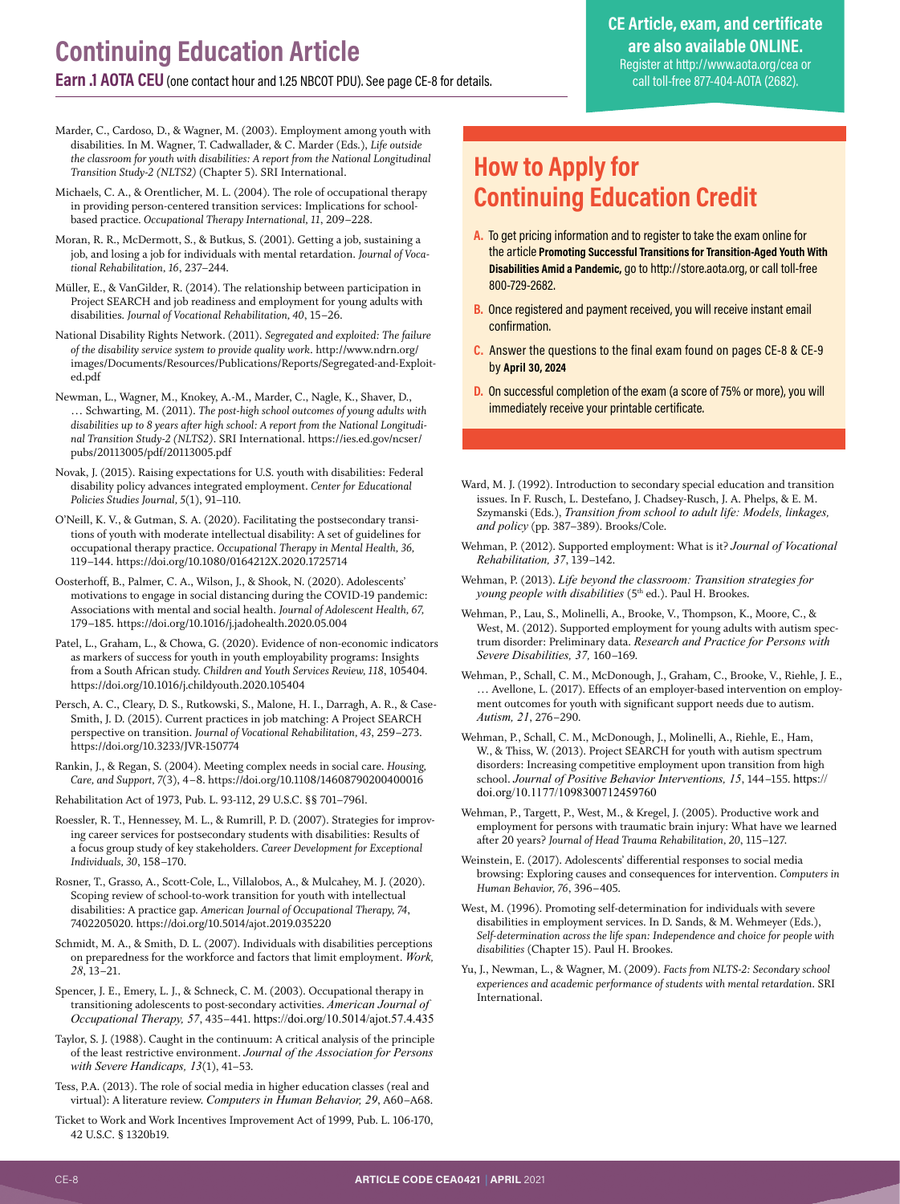Marder, C., Cardoso, D., & Wagner, M. (2003). Employment among youth with disabilities. In M. Wagner, T. Cadwallader, & C. Marder (Eds.), *Life outside the classroom for youth with disabilities: A report from the National Longitudinal Transition Study-2 (NLTS2)* (Chapter 5). SRI International.

Michaels, C. A., & Orentlicher, M. L. (2004). The role of occupational therapy in providing person-centered transition services: Implications for school-based practice. *Occupational Therapy International, 11*, 209–228.

Moran, R. R., McDermott, S., & Butkus, S. (2001). Getting a job, sustaining a job, and losing a job for individuals with mental retardation. *Journal of Vocational Rehabilitation, 16*, 237–244.

Müller, E., & VanGilder, R. (2014). The relationship between participation in Project SEARCH and job readiness and employment for young adults with disabilities. *Journal of Vocational Rehabilitation, 40*, 15–26.

National Disability Rights Network. (2011). *Segregated and exploited: The failure of the disability service system to provide quality work*. http://www.ndrn.org/images/Documents/Resources/Publications/Reports/Segregated-and-Exploited.pdf

Newman, L., Wagner, M., Knokey, A.-M., Marder, C., Nagle, K., Shaver, D., … Schwarting, M. (2011). *The post-high school outcomes of young adults with disabilities up to 8 years after high school: A report from the National Longitudinal Transition Study-2 (NLTS2)*. SRI International. https://ies.ed.gov/ncser/pubs/20113005/pdf/20113005.pdf

Novak, J. (2015). Raising expectations for U.S. youth with disabilities: Federal disability policy advances integrated employment. *Center for Educational Policies Studies Journal, 5*(1), 91–110.

O'Neill, K. V., & Gutman, S. A. (2020). Facilitating the postsecondary transitions of youth with moderate intellectual disability: A set of guidelines for occupational therapy practice. *Occupational Therapy in Mental Health, 36*, 119–144. https://doi.org/10.1080/0164212X.2020.1725714

Oosterhoff, B., Palmer, C. A., Wilson, J., & Shook, N. (2020). Adolescents' motivations to engage in social distancing during the COVID-19 pandemic: Associations with mental and social health. *Journal of Adolescent Health, 67*, 179–185. https://doi.org/10.1016/j.jadohealth.2020.05.004

Patel, L., Graham, L., & Chowa, G. (2020). Evidence of non-economic indicators as markers of success for youth in youth employability programs: Insights from a South African study. *Children and Youth Services Review, 118*, 105404. https://doi.org/10.1016/j.childyouth.2020.105404

Persch, A. C., Cleary, D. S., Rutkowski, S., Malone, H. I., Darragh, A. R., & Case-Smith, J. D. (2015). Current practices in job matching: A Project SEARCH perspective on transition. *Journal of Vocational Rehabilitation, 43*(3), 259–273. https://doi.org/10.3233/JVR-150774

Rankin, J., & Regan, S. (2004). Meeting complex needs in social care. *Housing, Care, and Support, 7*(3), 4–8. https://doi.org/10.1108/14608790200400016

Rehabilitation Act of 1973, Pub. L. 93-112, 29 U.S.C. §§ 701–796l.

Roessler, R. T., Hennessey, M. L., & Rumrill, P. D. (2007). Strategies for improving career services for postsecondary students with disabilities: Results of a focus group study of key stakeholders. *Career Development for Exceptional Individuals, 30*, 158–170.

Rosner, T., Grasso, A., Scott-Cole, L., Villalobos, A., & Mulcahey, M. J. (2020). Scoping review of school-to-work transition for youth with intellectual disabilities: A practice gap. *American Journal of Occupational Therapy, 74*, 7402205020. https://doi.org/10.5014/ajot.2019.035220

Schmidt, M. A., & Smith, D. L. (2007). Individuals with disabilities perceptions on preparedness for the workforce and factors that limit employment. *Work, 28*, 13–21.

Spencer, J. E., Emery, L. J., & Schneck, C. M. (2003). Occupational therapy in transitioning adolescents to post-secondary activities. *American Journal of Occupational Therapy, 57*, 435–441. https://doi.org/10.5014/ajot.57.4.435

Taylor, S. J. (1988). Caught in the continuum: A critical analysis of the principle of the least restrictive environment. *Journal of the Association for Persons with Severe Handicaps, 13*(1), 41–53.

Tess, P.A. (2013). The role of social media in higher education classes (real and virtual): A literature review. *Computers in Human Behavior, 29*, A60–A68.

Ticket to Work and Work Incentives Improvement Act of 1999, Pub. L. 106-170, 42 U.S.C. § 1320b19.

## How to Apply for Continuing Education Credit

**A.** To get pricing information and to register to take the exam online for the article **Promoting Successful Transitions for Transition-Aged Youth With Disabilities Amid a Pandemic,** go to http://store.aota.org, or call toll-free 800-729-2682.

**B.** Once registered and payment received, you will receive instant email confirmation.

**C.** Answer the questions to the final exam found on pages CE-8 & CE-9 by **April 30, 2024**

**D.** On successful completion of the exam (a score of 75% or more), you will immediately receive your printable certificate.

Ward, M. J. (1992). Introduction to secondary special education and transition issues. In F. Rusch, L. Destefano, J. Chadsey-Rusch, J. A. Phelps, & E. M. Szymanski (Eds.), *Transition from school to adult life: Models, linkages, and policy* (pp. 387–389). Brooks/Cole.

Wehman, P. (2012). Supported employment: What is it? *Journal of Vocational Rehabilitation, 37*, 139–142.

Wehman, P. (2013). *Life beyond the classroom: Transition strategies for young people with disabilities* (5th ed.). Paul H. Brookes.

Wehman, P., Lau, S., Molinelli, A., Brooke, V., Thompson, K., Moore, C., & West, M. (2012). Supported employment for young adults with autism spectrum disorder: Preliminary data. *Research and Practice for Persons with Severe Disabilities, 37*, 160–169.

Wehman, P., Schall, C. M., McDonough, J., Graham, C., Brooke, V., Riehle, J. E., … Avellone, L. (2017). Effects of an employer-based intervention on employment outcomes for youth with significant support needs due to autism. *Autism, 21*, 276–290.

Wehman, P., Schall, C. M., McDonough, J., Molinelli, A., Riehle, E., Ham, W., & Thiss, W. (2013). Project SEARCH for youth with autism spectrum disorders: Increasing competitive employment upon transition from high school. *Journal of Positive Behavior Interventions, 15*, 144–155. https://doi.org/10.1177/1098300712459760

Wehman, P., Targett, P., West, M., & Kregel, J. (2005). Productive work and employment for persons with traumatic brain injury: What have we learned after 20 years? *Journal of Head Trauma Rehabilitation, 20*, 115–127.

Weinstein, E. (2017). Adolescents' differential responses to social media browsing: Exploring causes and consequences for intervention. *Computers in Human Behavior, 76*, 396–405.

West, M. (1996). Promoting self-determination for individuals with severe disabilities in employment services. In D. Sands, & M. Wehmeyer (Eds.), *Self-determination across the life span: Independence and choice for people with disabilities* (Chapter 15). Paul H. Brookes.

Yu, J., Newman, L., & Wagner, M. (2009). *Facts from NLTS-2: Secondary school experiences and academic performance of students with mental retardation*. SRI International.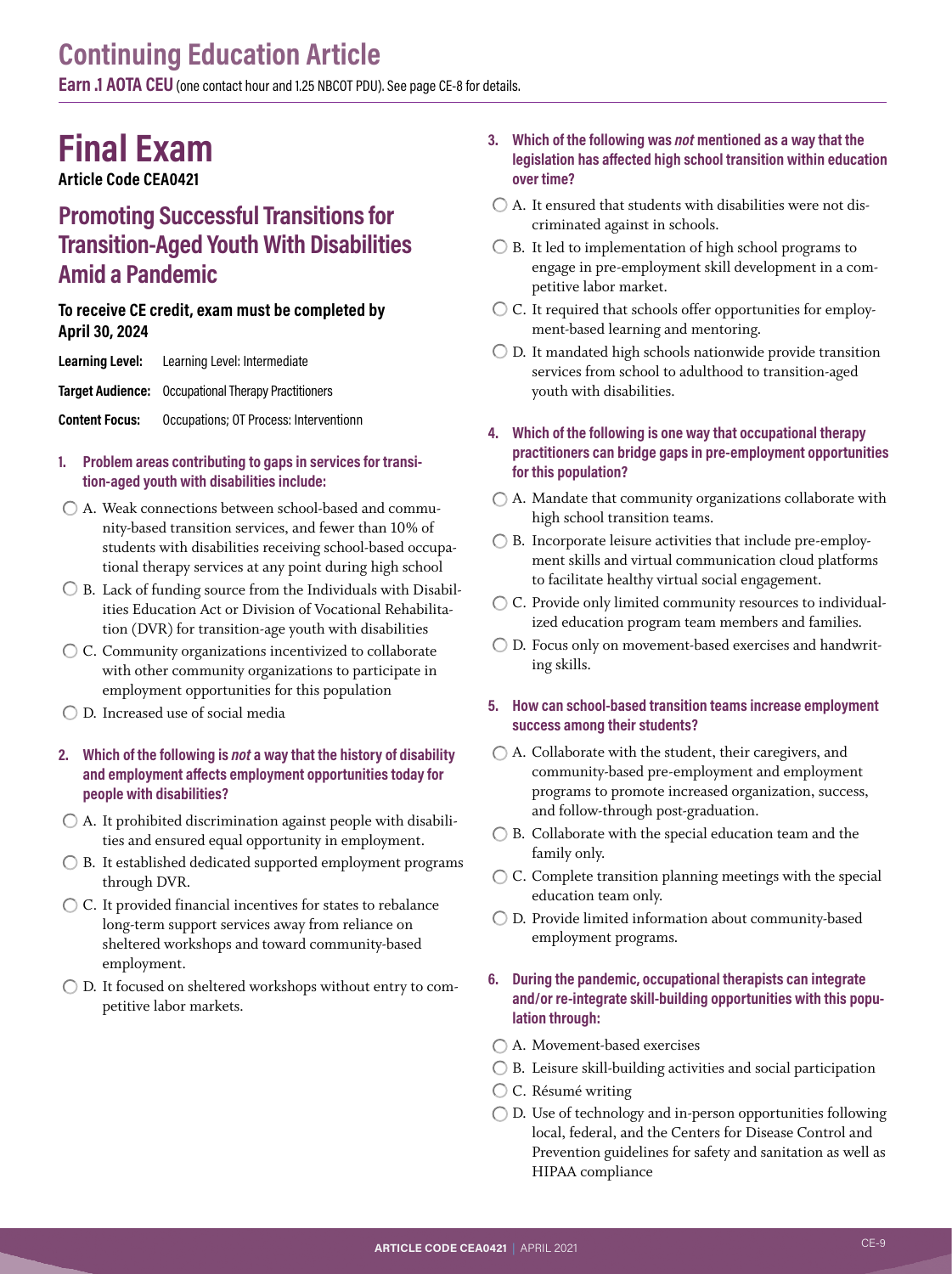# Continuing Education Article

**Earn .1 AOTA CEU** (one contact hour and 1.25 NBCOT PDU). See page CE-8 for details.

# Final Exam

**Article Code CEA0421**

## Promoting Successful Transitions for Transition-Aged Youth With Disabilities Amid a Pandemic

**To receive CE credit, exam must be completed by April 30, 2024**

**Learning Level:** Learning Level: Intermediate

**Target Audience:** Occupational Therapy Practitioners

**Content Focus:** Occupations; OT Process: Interventionn

1. **Problem areas contributing to gaps in services for transition-aged youth with disabilities include:**
   - A. Weak connections between school-based and community-based transition services, and fewer than 10% of students with disabilities receiving school-based occupational therapy services at any point during high school
   - B. Lack of funding source from the Individuals with Disabilities Education Act or Division of Vocational Rehabilitation (DVR) for transition-age youth with disabilities
   - C. Community organizations incentivized to collaborate with other community organizations to participate in employment opportunities for this population
   - D. Increased use of social media

2. **Which of the following is *not* a way that the history of disability and employment affects employment opportunities today for people with disabilities?**
   - A. It prohibited discrimination against people with disabilities and ensured equal opportunity in employment.
   - B. It established dedicated supported employment programs through DVR.
   - C. It provided financial incentives for states to rebalance long-term support services away from reliance on sheltered workshops and toward community-based employment.
   - D. It focused on sheltered workshops without entry to competitive labor markets.

3. **Which of the following was *not* mentioned as a way that the legislation has affected high school transition within education over time?**
   - A. It ensured that students with disabilities were not discriminated against in schools.
   - B. It led to implementation of high school programs to engage in pre-employment skill development in a competitive labor market.
   - C. It required that schools offer opportunities for employment-based learning and mentoring.
   - D. It mandated high schools nationwide provide transition services from school to adulthood to transition-aged youth with disabilities.

4. **Which of the following is one way that occupational therapy practitioners can bridge gaps in pre-employment opportunities for this population?**
   - A. Mandate that community organizations collaborate with high school transition teams.
   - B. Incorporate leisure activities that include pre-employment skills and virtual communication cloud platforms to facilitate healthy virtual social engagement.
   - C. Provide only limited community resources to individualized education program team members and families.
   - D. Focus only on movement-based exercises and handwriting skills.

5. **How can school-based transition teams increase employment success among their students?**
   - A. Collaborate with the student, their caregivers, and community-based pre-employment and employment programs to promote increased organization, success, and follow-through post-graduation.
   - B. Collaborate with the special education team and the family only.
   - C. Complete transition planning meetings with the special education team only.
   - D. Provide limited information about community-based employment programs.

6. **During the pandemic, occupational therapists can integrate and/or re-integrate skill-building opportunities with this population through:**
   - A. Movement-based exercises
   - B. Leisure skill-building activities and social participation
   - C. Résumé writing
   - D. Use of technology and in-person opportunities following local, federal, and the Centers for Disease Control and Prevention guidelines for safety and sanitation as well as HIPAA compliance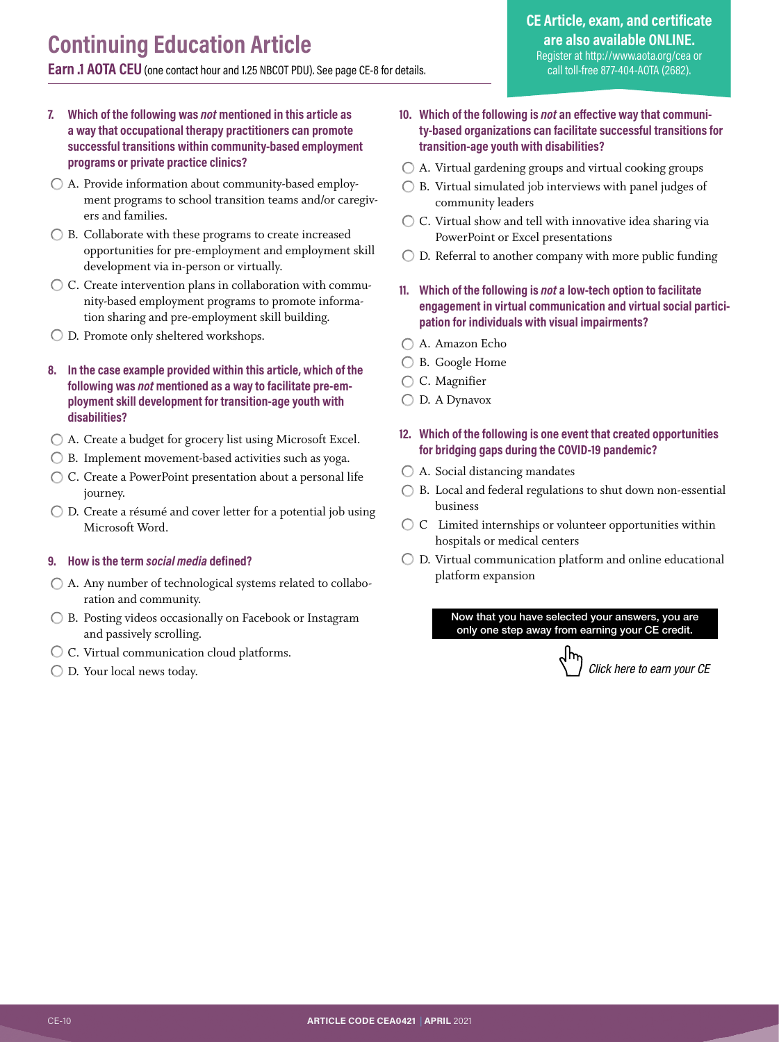# Continuing Education Article

**Earn .1 AOTA CEU** (one contact hour and 1.25 NBCOT PDU). See page CE-8 for details.

**CE Article, exam, and certificate are also available ONLINE.**
Register at http://www.aota.org/cea or call toll-free 877-404-AOTA (2682).

**7. Which of the following was *not* mentioned in this article as a way that occupational therapy practitioners can promote successful transitions within community-based employment programs or private practice clinics?**

- A. Provide information about community-based employment programs to school transition teams and/or caregivers and families.
- B. Collaborate with these programs to create increased opportunities for pre-employment and employment skill development via in-person or virtually.
- C. Create intervention plans in collaboration with community-based employment programs to promote information sharing and pre-employment skill building.
- D. Promote only sheltered workshops.

**8. In the case example provided within this article, which of the following was *not* mentioned as a way to facilitate pre-employment skill development for transition-age youth with disabilities?**

- A. Create a budget for grocery list using Microsoft Excel.
- B. Implement movement-based activities such as yoga.
- C. Create a PowerPoint presentation about a personal life journey.
- D. Create a résumé and cover letter for a potential job using Microsoft Word.

**9. How is the term *social media* defined?**

- A. Any number of technological systems related to collaboration and community.
- B. Posting videos occasionally on Facebook or Instagram and passively scrolling.
- C. Virtual communication cloud platforms.
- D. Your local news today.

**10. Which of the following is *not* an effective way that community-based organizations can facilitate successful transitions for transition-age youth with disabilities?**

- A. Virtual gardening groups and virtual cooking groups
- B. Virtual simulated job interviews with panel judges of community leaders
- C. Virtual show and tell with innovative idea sharing via PowerPoint or Excel presentations
- D. Referral to another company with more public funding

**11. Which of the following is *not* a low-tech option to facilitate engagement in virtual communication and virtual social participation for individuals with visual impairments?**

- A. Amazon Echo
- B. Google Home
- C. Magnifier
- D. A Dynavox

**12. Which of the following is one event that created opportunities for bridging gaps during the COVID-19 pandemic?**

- A. Social distancing mandates
- B. Local and federal regulations to shut down non-essential business
- C Limited internships or volunteer opportunities within hospitals or medical centers
- D. Virtual communication platform and online educational platform expansion

Now that you have selected your answers, you are only one step away from earning your CE credit.

*Click here to earn your CE*